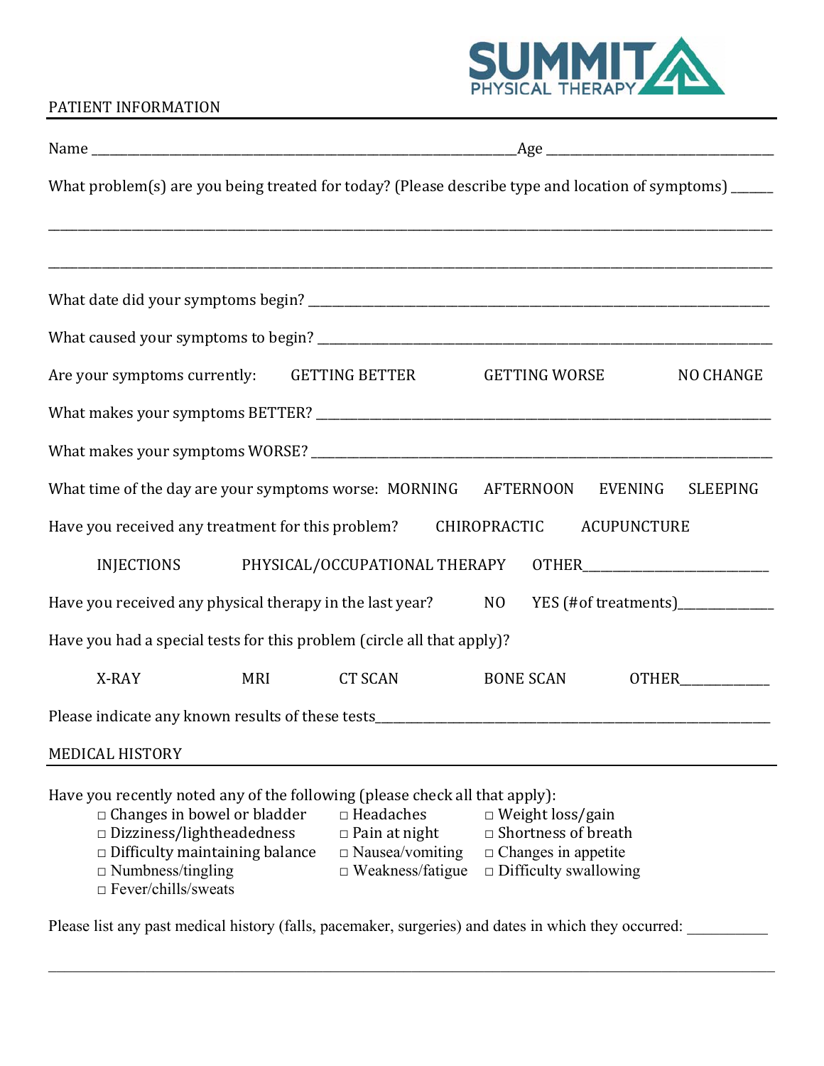SUMMIT PHYSICAL THERAPY

## PATIENT INFORMATION

Name ______________________________________________________________Age ___________________________________

What problem(s) are you being treated for today? (Please describe type and location of symptoms) ______

_______________________________________________________________________________________________________________

_______________________________________________________________________________________________________________

What date did your symptoms begin? ___________________________________________________________________________

What caused your symptoms to begin? __________________________________________________________________________

Are your symptoms currently: GETTING BETTER GETTING WORSE NO CHANGE

What makes your symptoms BETTER? ____________________________________________________________________________

What makes your symptoms WORSE? _____________________________________________________________________________

What time of the day are your symptoms worse: MORNING AFTERNOON EVENING SLEEPING

Have you received any treatment for this problem? CHIROPRACTIC ACUPUNCTURE

INJECTIONS PHYSICAL/OCCUPATIONAL THERAPY OTHER___________________________

Have you received any physical therapy in the last year? NO YES (#of treatments)______________

Have you had a special tests for this problem (circle all that apply)?

X-RAY MRI CT SCAN BONE SCAN OTHER_____________

Please indicate any known results of these tests_______________________________________________________________

## MEDICAL HISTORY

Have you recently noted any of the following (please check all that apply):

- □ Changes in bowel or bladder
- □ Dizziness/lightheadedness
- □ Difficulty maintaining balance
- □ Numbness/tingling
- □ Fever/chills/sweats
- □ Headaches
- □ Pain at night
- □ Nausea/vomiting
- □ Weakness/fatigue
- □ Weight loss/gain
- □ Shortness of breath
- □ Changes in appetite
- □ Difficulty swallowing

Please list any past medical history (falls, pacemaker, surgeries) and dates in which they occurred: __________

_______________________________________________________________________________________________________________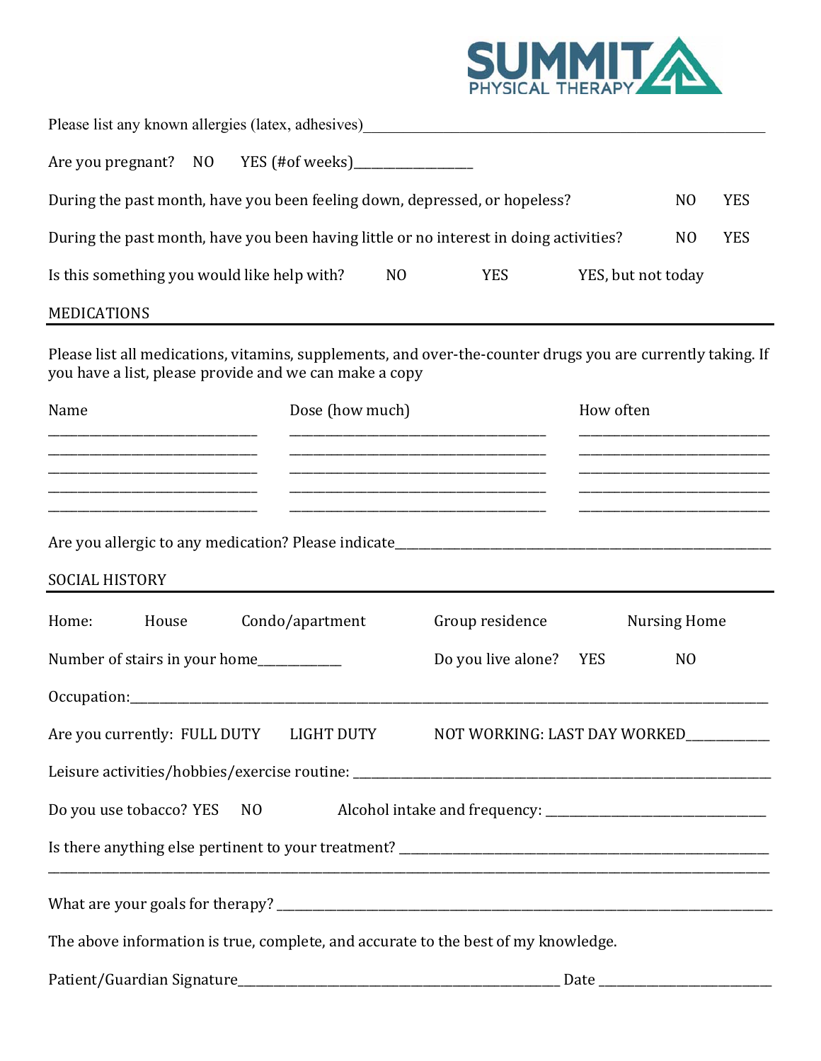SUMMIT PHYSICAL THERAPY

Please list any known allergies (latex, adhesives)________________________________________________________

Are you pregnant? NO YES (#of weeks)_________________

During the past month, have you been feeling down, depressed, or hopeless? NO YES

During the past month, have you been having little or no interest in doing activities? NO YES

Is this something you would like help with? NO YES YES, but not today

## MEDICATIONS

Please list all medications, vitamins, supplements, and over-the-counter drugs you are currently taking. If you have a list, please provide and we can make a copy

| Name | Dose (how much) | How often |
|---|---|---|
| ______________________________ | ______________________________________ | ____________________________ |
| ______________________________ | ______________________________________ | ____________________________ |
| ______________________________ | ______________________________________ | ____________________________ |
| ______________________________ | ______________________________________ | ____________________________ |
| ______________________________ | ______________________________________ | ____________________________ |

Are you allergic to any medication? Please indicate___________________________________________________________

## SOCIAL HISTORY

Home: House Condo/apartment Group residence Nursing Home

Number of stairs in your home____________ Do you live alone? YES NO

Occupation:______________________________________________________________________________________________

Are you currently: FULL DUTY LIGHT DUTY NOT WORKING: LAST DAY WORKED____________

Leisure activities/hobbies/exercise routine: ______________________________________________________________

Do you use tobacco? YES NO Alcohol intake and frequency: ________________________________

Is there anything else pertinent to your treatment? _____________________________________________________________
_______________________________________________________________________________________________________________

What are your goals for therapy? ___________________________________________________________________________

The above information is true, complete, and accurate to the best of my knowledge.

Patient/Guardian Signature________________________________________________ Date _________________________